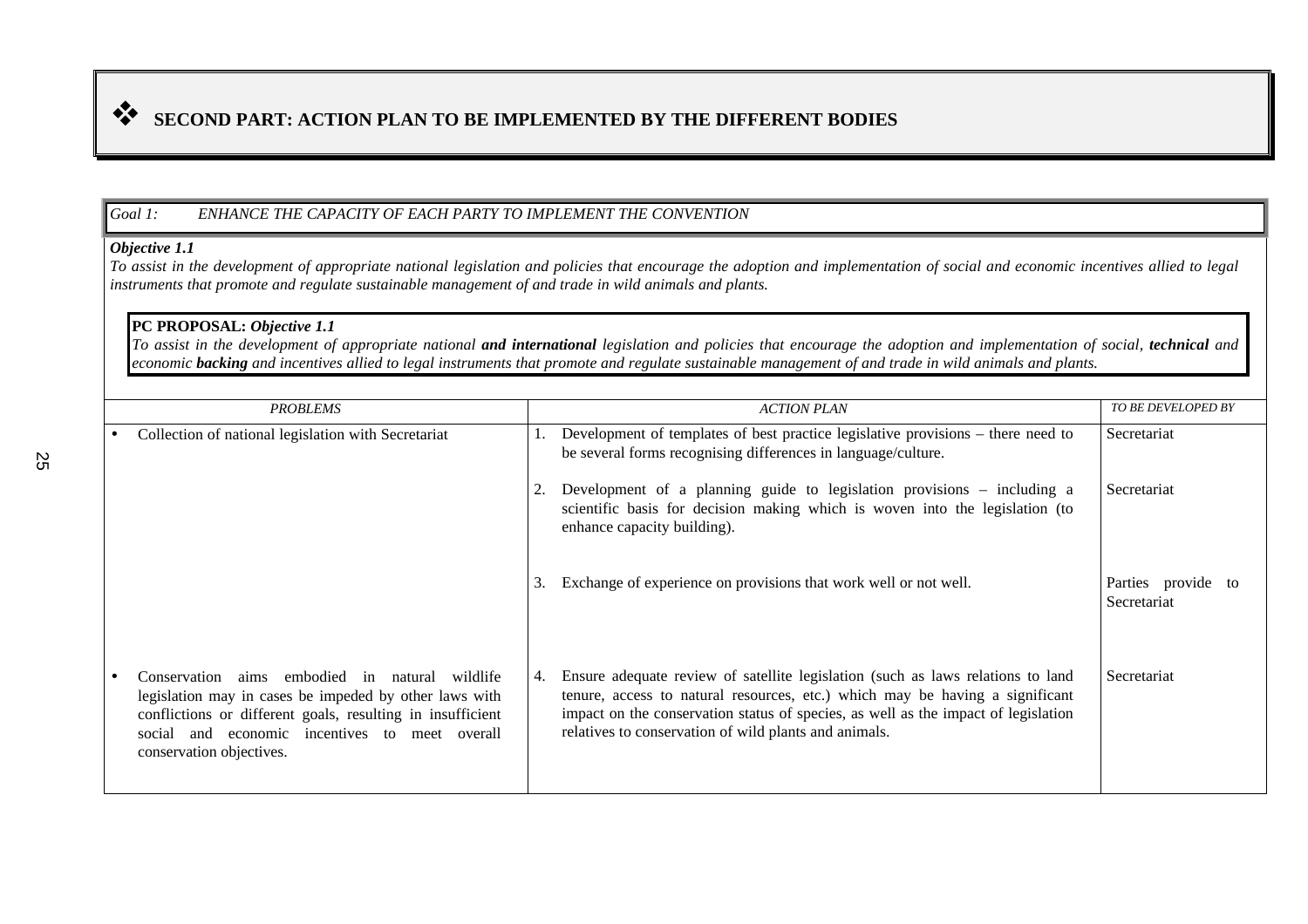# ❖ SECOND PART: ACTION PLAN TO BE IMPLEMENTED BY THE DIFFERENT BODIES

*Goal 1: ENHANCE THE CAPACITY OF EACH PARTY TO IMPLEMENT THE CONVENTION*

***Objective 1.1***

*To assist in the development of appropriate national legislation and policies that encourage the adoption and implementation of social and economic incentives allied to legal instruments that promote and regulate sustainable management of and trade in wild animals and plants.*

**PC PROPOSAL:** ***Objective 1.1***

*To assist in the development of appropriate national* ***and international*** *legislation and policies that encourage the adoption and implementation of social,* ***technical*** *and economic* ***backing*** *and incentives allied to legal instruments that promote and regulate sustainable management of and trade in wild animals and plants.*

| *PROBLEMS* | *ACTION PLAN* | *TO BE DEVELOPED BY* |
|---|---|---|
| • Collection of national legislation with Secretariat | 1. Development of templates of best practice legislative provisions – there need to be several forms recognising differences in language/culture. | Secretariat |
| | 2. Development of a planning guide to legislation provisions – including a scientific basis for decision making which is woven into the legislation (to enhance capacity building). | Secretariat |
| | 3. Exchange of experience on provisions that work well or not well. | Parties provide to Secretariat |
| • Conservation aims embodied in natural wildlife legislation may in cases be impeded by other laws with conflictions or different goals, resulting in insufficient social and economic incentives to meet overall conservation objectives. | 4. Ensure adequate review of satellite legislation (such as laws relations to land tenure, access to natural resources, etc.) which may be having a significant impact on the conservation status of species, as well as the impact of legislation relatives to conservation of wild plants and animals. | Secretariat |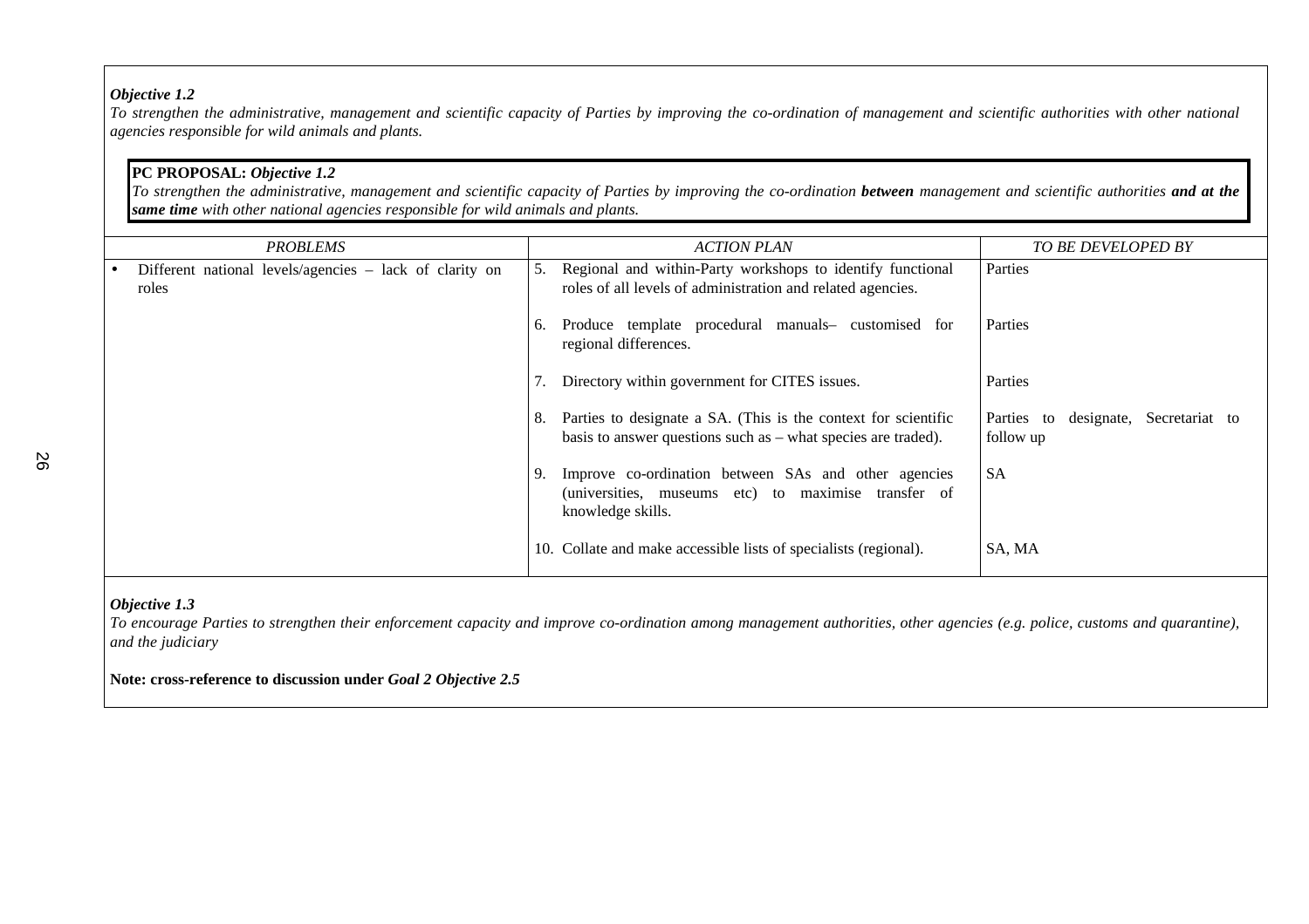***Objective 1.2***

*To strengthen the administrative, management and scientific capacity of Parties by improving the co-ordination of management and scientific authorities with other national agencies responsible for wild animals and plants.*

> **PC PROPOSAL:** ***Objective 1.2***
> *To strengthen the administrative, management and scientific capacity of Parties by improving the co-ordination* ***between*** *management and scientific authorities* ***and at the same time*** *with other national agencies responsible for wild animals and plants.*

| *PROBLEMS* | *ACTION PLAN* | *TO BE DEVELOPED BY* |
|---|---|---|
| • Different national levels/agencies – lack of clarity on roles | 5. Regional and within-Party workshops to identify functional roles of all levels of administration and related agencies. | Parties |
| | 6. Produce template procedural manuals– customised for regional differences. | Parties |
| | 7. Directory within government for CITES issues. | Parties |
| | 8. Parties to designate a SA. (This is the context for scientific basis to answer questions such as – what species are traded). | Parties to designate, Secretariat to follow up |
| | 9. Improve co-ordination between SAs and other agencies (universities, museums etc) to maximise transfer of knowledge skills. | SA |
| | 10. Collate and make accessible lists of specialists (regional). | SA, MA |

***Objective 1.3***

*To encourage Parties to strengthen their enforcement capacity and improve co-ordination among management authorities, other agencies (e.g. police, customs and quarantine), and the judiciary*

**Note: cross-reference to discussion under *Goal 2 Objective 2.5***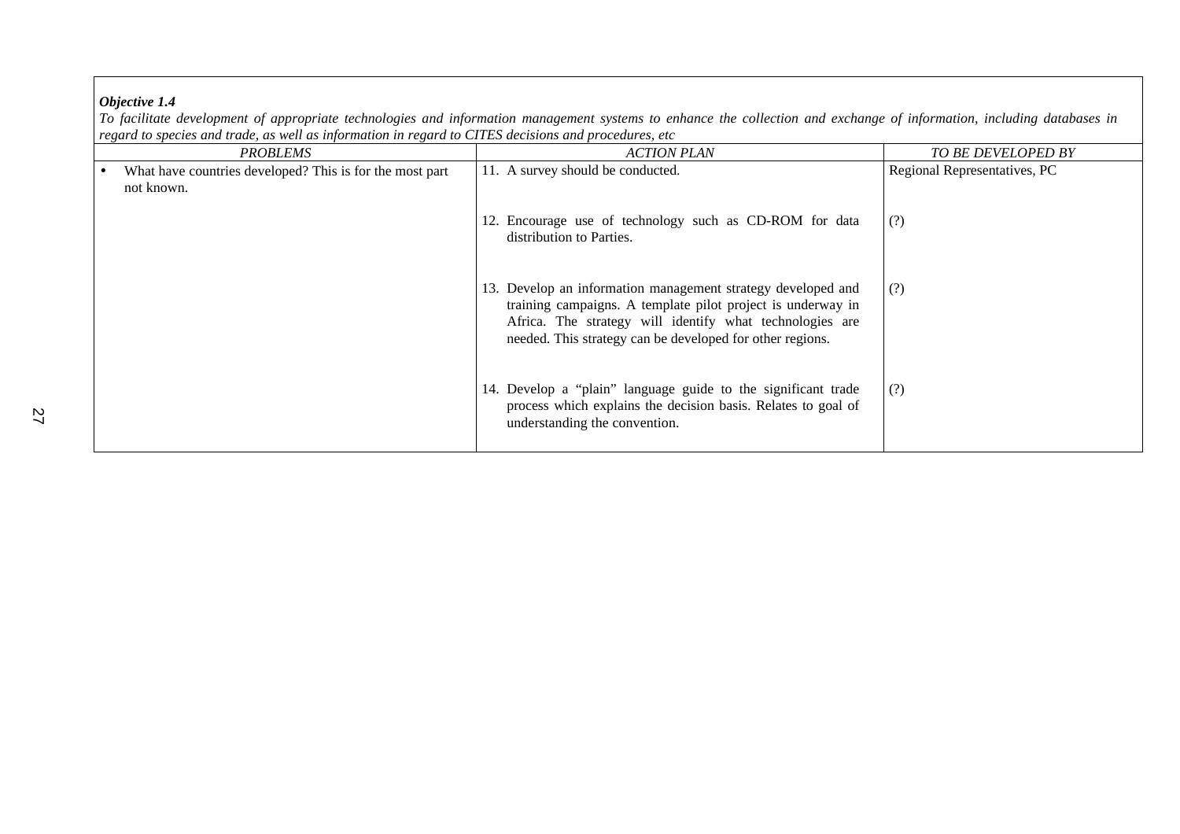***Objective 1.4***

*To facilitate development of appropriate technologies and information management systems to enhance the collection and exchange of information, including databases in regard to species and trade, as well as information in regard to CITES decisions and procedures, etc*

| *PROBLEMS* | *ACTION PLAN* | *TO BE DEVELOPED BY* |
|---|---|---|
| • What have countries developed? This is for the most part not known. | 11. A survey should be conducted. | Regional Representatives, PC |
| | 12. Encourage use of technology such as CD-ROM for data distribution to Parties. | (?) |
| | 13. Develop an information management strategy developed and training campaigns. A template pilot project is underway in Africa. The strategy will identify what technologies are needed. This strategy can be developed for other regions. | (?) |
| | 14. Develop a "plain" language guide to the significant trade process which explains the decision basis. Relates to goal of understanding the convention. | (?) |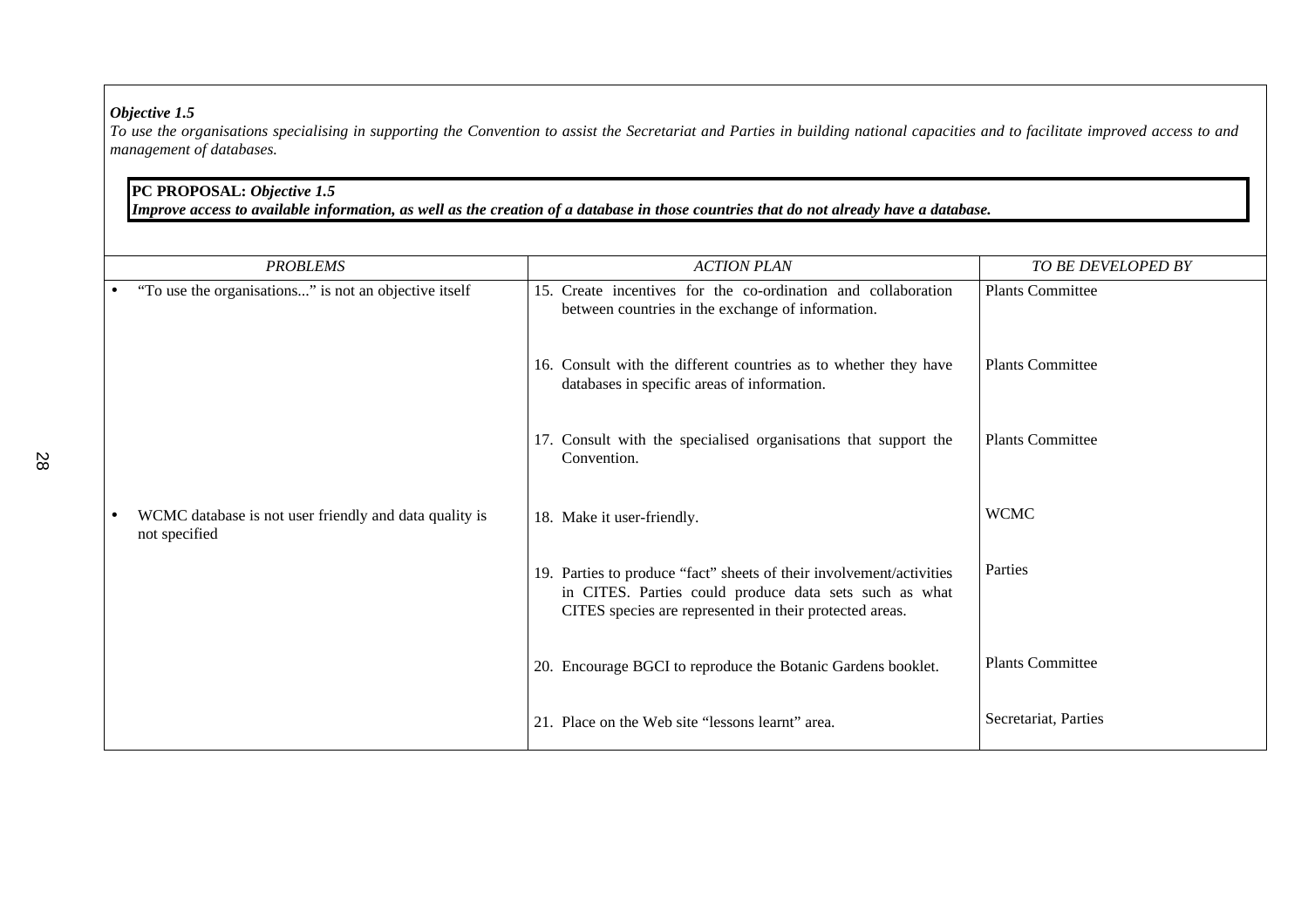***Objective 1.5***

*To use the organisations specialising in supporting the Convention to assist the Secretariat and Parties in building national capacities and to facilitate improved access to and management of databases.*

**PC PROPOSAL:** ***Objective 1.5***
***Improve access to available information, as well as the creation of a database in those countries that do not already have a database.***

| *PROBLEMS* | *ACTION PLAN* | *TO BE DEVELOPED BY* |
|---|---|---|
| • "To use the organisations..." is not an objective itself | 15. Create incentives for the co-ordination and collaboration between countries in the exchange of information. | Plants Committee |
| | 16. Consult with the different countries as to whether they have databases in specific areas of information. | Plants Committee |
| | 17. Consult with the specialised organisations that support the Convention. | Plants Committee |
| • WCMC database is not user friendly and data quality is not specified | 18. Make it user-friendly. | WCMC |
| | 19. Parties to produce "fact" sheets of their involvement/activities in CITES. Parties could produce data sets such as what CITES species are represented in their protected areas. | Parties |
| | 20. Encourage BGCI to reproduce the Botanic Gardens booklet. | Plants Committee |
| | 21. Place on the Web site "lessons learnt" area. | Secretariat, Parties |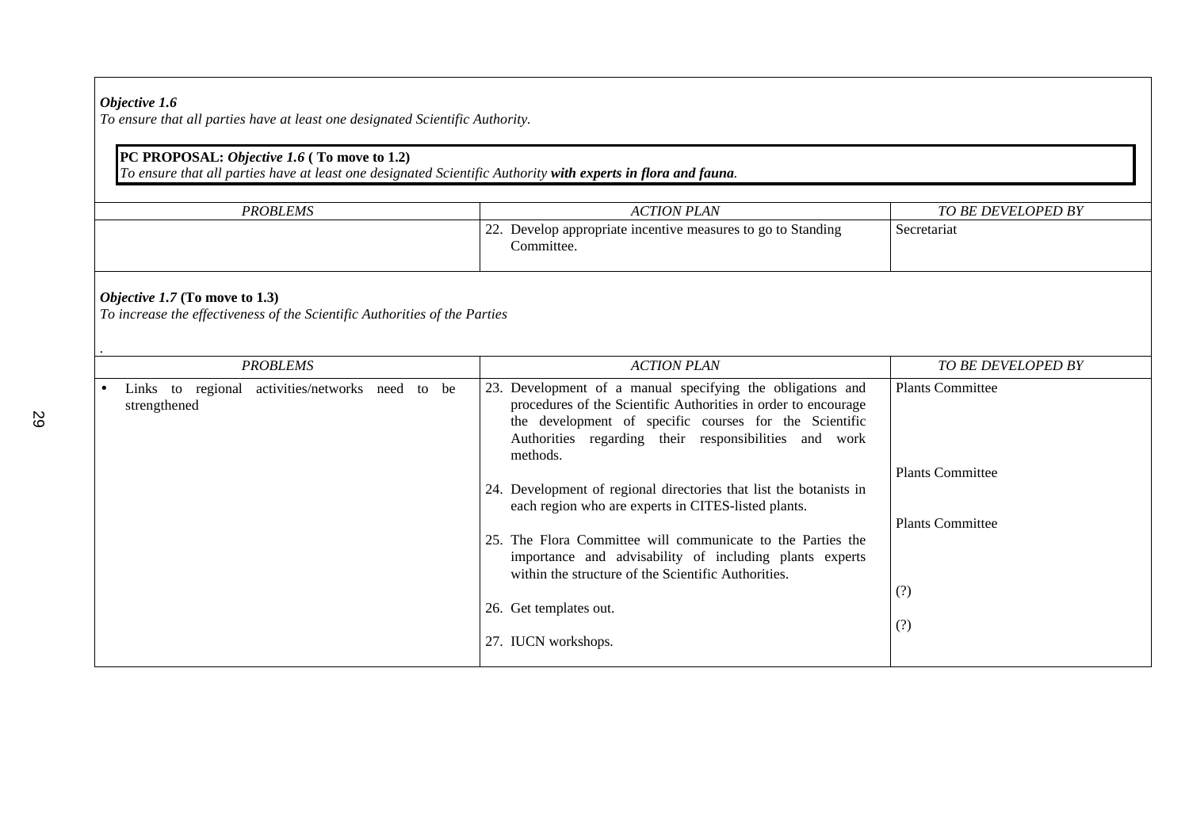*Objective 1.6*
*To ensure that all parties have at least one designated Scientific Authority.*

> **PC PROPOSAL:** ***Objective 1.6*** **( To move to 1.2)**
> *To ensure that all parties have at least one designated Scientific Authority* ***with experts in flora and fauna****.*

| *PROBLEMS* | *ACTION PLAN* | *TO BE DEVELOPED BY* |
|---|---|---|
| | 22. Develop appropriate incentive measures to go to Standing Committee. | Secretariat |

*Objective 1.7* **(To move to 1.3)**
*To increase the effectiveness of the Scientific Authorities of the Parties*

.

| *PROBLEMS* | *ACTION PLAN* | *TO BE DEVELOPED BY* |
|---|---|---|
| • Links to regional activities/networks need to be strengthened | 23. Development of a manual specifying the obligations and procedures of the Scientific Authorities in order to encourage the development of specific courses for the Scientific Authorities regarding their responsibilities and work methods. | Plants Committee |
| | 24. Development of regional directories that list the botanists in each region who are experts in CITES-listed plants. | Plants Committee |
| | 25. The Flora Committee will communicate to the Parties the importance and advisability of including plants experts within the structure of the Scientific Authorities. | Plants Committee |
| | 26. Get templates out. | (?) |
| | 27. IUCN workshops. | (?) |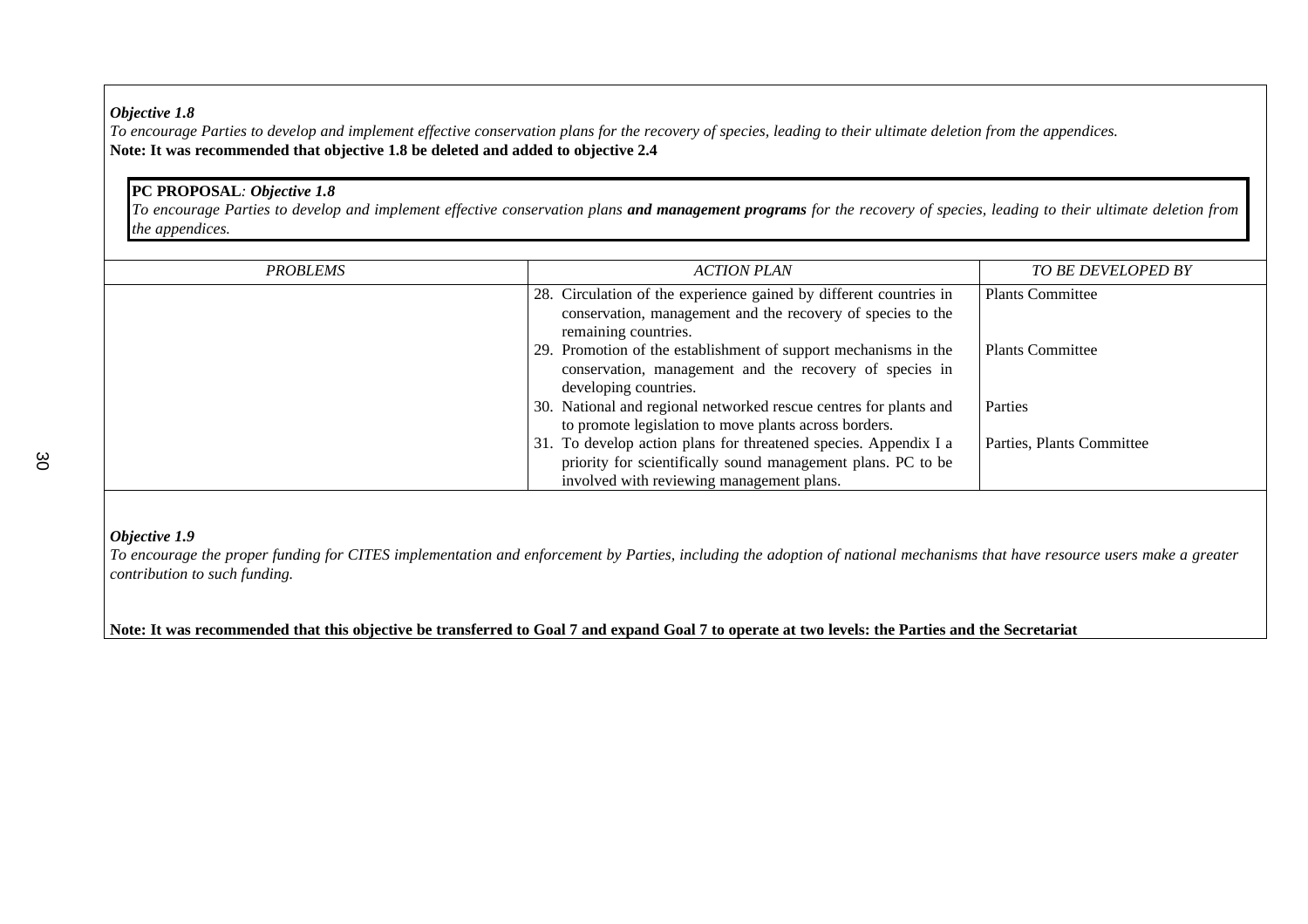***Objective 1.8***

*To encourage Parties to develop and implement effective conservation plans for the recovery of species, leading to their ultimate deletion from the appendices.*

**Note: It was recommended that objective 1.8 be deleted and added to objective 2.4**

> **PC PROPOSAL***: Objective 1.8*
>
> *To encourage Parties to develop and implement effective conservation plans* ***and management programs*** *for the recovery of species, leading to their ultimate deletion from the appendices.*

| *PROBLEMS* | *ACTION PLAN* | *TO BE DEVELOPED BY* |
|---|---|---|
| | 28. Circulation of the experience gained by different countries in conservation, management and the recovery of species to the remaining countries. | Plants Committee |
| | 29. Promotion of the establishment of support mechanisms in the conservation, management and the recovery of species in developing countries. | Plants Committee |
| | 30. National and regional networked rescue centres for plants and to promote legislation to move plants across borders. | Parties |
| | 31. To develop action plans for threatened species. Appendix I a priority for scientifically sound management plans. PC to be involved with reviewing management plans. | Parties, Plants Committee |

***Objective 1.9***

*To encourage the proper funding for CITES implementation and enforcement by Parties, including the adoption of national mechanisms that have resource users make a greater contribution to such funding.*

**Note: It was recommended that this objective be transferred to Goal 7 and expand Goal 7 to operate at two levels: the Parties and the Secretariat**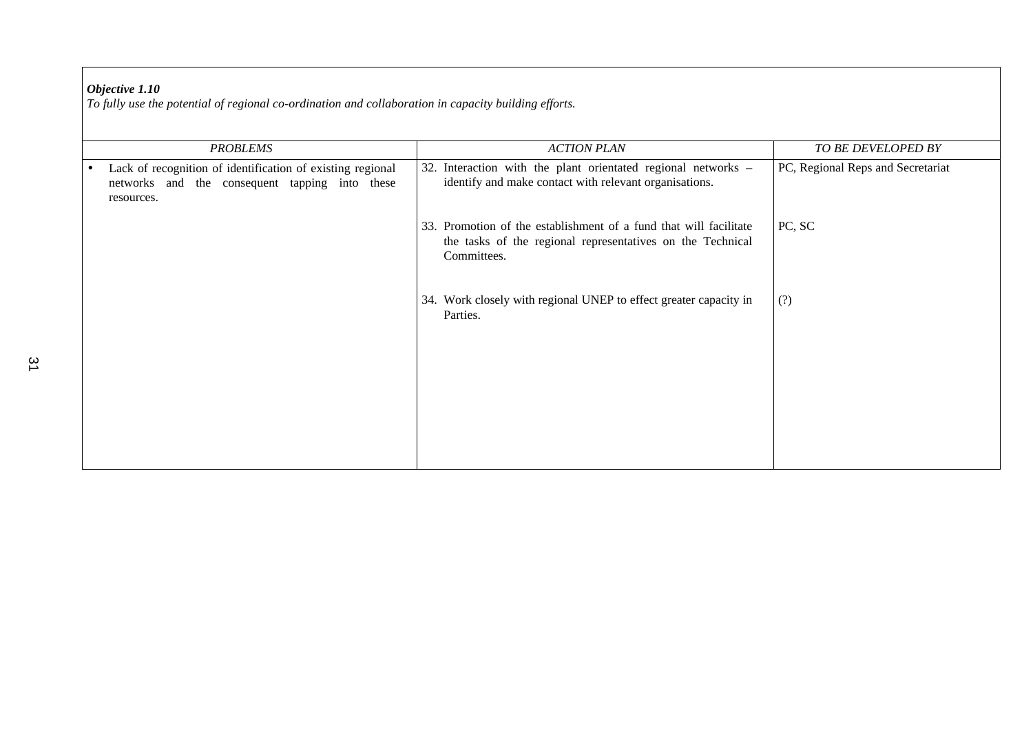***Objective 1.10***
*To fully use the potential of regional co-ordination and collaboration in capacity building efforts.*

| *PROBLEMS* | *ACTION PLAN* | *TO BE DEVELOPED BY* |
|---|---|---|
| • Lack of recognition of identification of existing regional networks and the consequent tapping into these resources. | 32. Interaction with the plant orientated regional networks – identify and make contact with relevant organisations. | PC, Regional Reps and Secretariat |
| | 33. Promotion of the establishment of a fund that will facilitate the tasks of the regional representatives on the Technical Committees. | PC, SC |
| | 34. Work closely with regional UNEP to effect greater capacity in Parties. | (?) |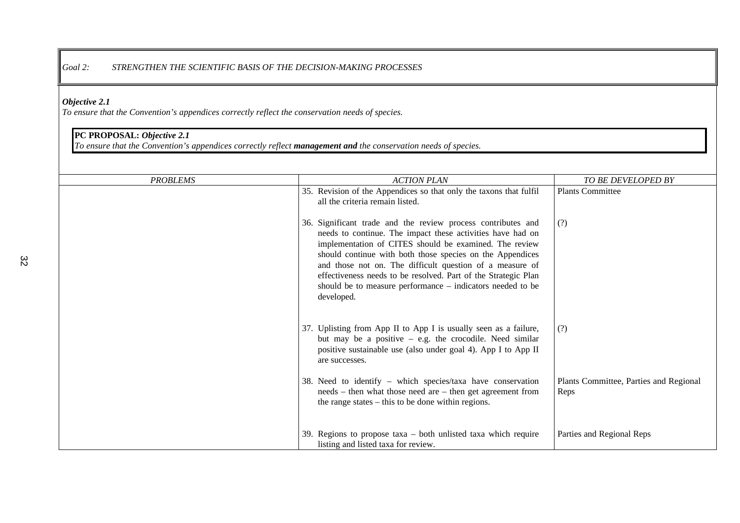*Goal 2: STRENGTHEN THE SCIENTIFIC BASIS OF THE DECISION-MAKING PROCESSES*

***Objective 2.1***
*To ensure that the Convention's appendices correctly reflect the conservation needs of species.*

**PC PROPOSAL:** ***Objective 2.1***
*To ensure that the Convention's appendices correctly reflect* ***management and*** *the conservation needs of species.*

| *PROBLEMS* | *ACTION PLAN* | *TO BE DEVELOPED BY* |
|---|---|---|
| | 35. Revision of the Appendices so that only the taxons that fulfil all the criteria remain listed. | Plants Committee |
| | 36. Significant trade and the review process contributes and needs to continue. The impact these activities have had on implementation of CITES should be examined. The review should continue with both those species on the Appendices and those not on. The difficult question of a measure of effectiveness needs to be resolved. Part of the Strategic Plan should be to measure performance – indicators needed to be developed. | (?) |
| | 37. Uplisting from App II to App I is usually seen as a failure, but may be a positive – e.g. the crocodile. Need similar positive sustainable use (also under goal 4). App I to App II are successes. | (?) |
| | 38. Need to identify – which species/taxa have conservation needs – then what those need are – then get agreement from the range states – this to be done within regions. | Plants Committee, Parties and Regional Reps |
| | 39. Regions to propose taxa – both unlisted taxa which require listing and listed taxa for review. | Parties and Regional Reps |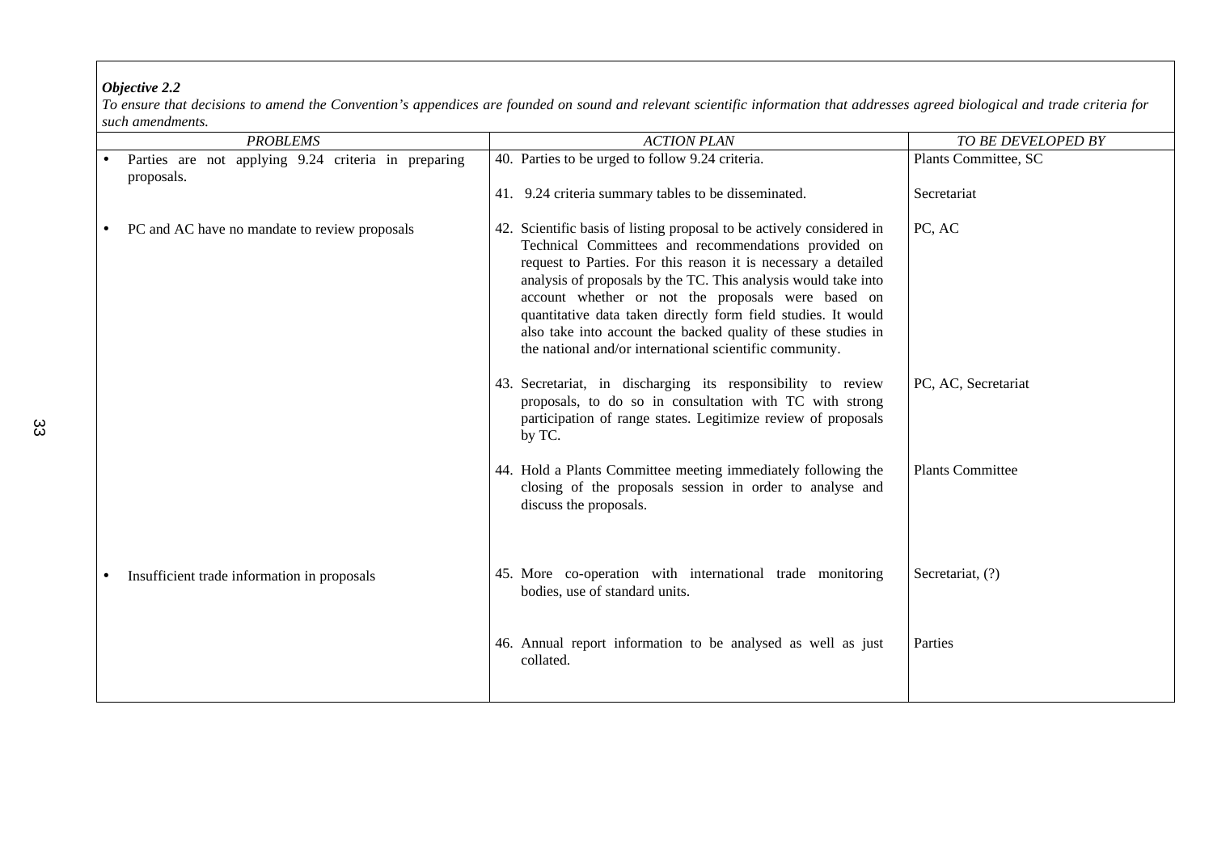***Objective 2.2***

*To ensure that decisions to amend the Convention's appendices are founded on sound and relevant scientific information that addresses agreed biological and trade criteria for such amendments.*

| *PROBLEMS* | *ACTION PLAN* | *TO BE DEVELOPED BY* |
|---|---|---|
| • Parties are not applying 9.24 criteria in preparing proposals. | 40. Parties to be urged to follow 9.24 criteria. | Plants Committee, SC |
| | 41. 9.24 criteria summary tables to be disseminated. | Secretariat |
| • PC and AC have no mandate to review proposals | 42. Scientific basis of listing proposal to be actively considered in Technical Committees and recommendations provided on request to Parties. For this reason it is necessary a detailed analysis of proposals by the TC. This analysis would take into account whether or not the proposals were based on quantitative data taken directly form field studies. It would also take into account the backed quality of these studies in the national and/or international scientific community. | PC, AC |
| | 43. Secretariat, in discharging its responsibility to review proposals, to do so in consultation with TC with strong participation of range states. Legitimize review of proposals by TC. | PC, AC, Secretariat |
| | 44. Hold a Plants Committee meeting immediately following the closing of the proposals session in order to analyse and discuss the proposals. | Plants Committee |
| • Insufficient trade information in proposals | 45. More co-operation with international trade monitoring bodies, use of standard units. | Secretariat, (?) |
| | 46. Annual report information to be analysed as well as just collated. | Parties |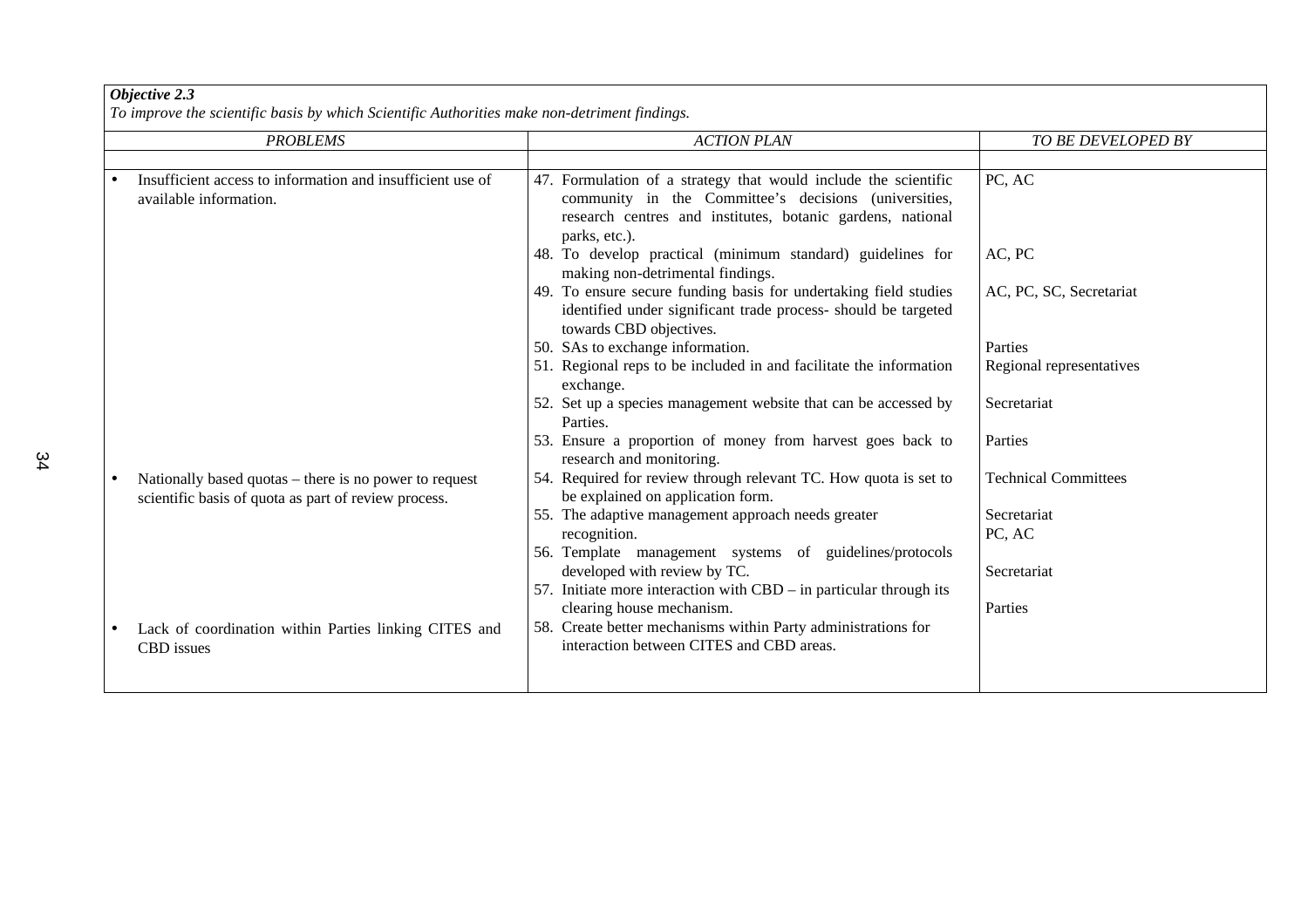***Objective 2.3***

*To improve the scientific basis by which Scientific Authorities make non-detriment findings.*

| *PROBLEMS* | *ACTION PLAN* | *TO BE DEVELOPED BY* |
|---|---|---|
| • Insufficient access to information and insufficient use of available information. | 47. Formulation of a strategy that would include the scientific community in the Committee's decisions (universities, research centres and institutes, botanic gardens, national parks, etc.). | PC, AC |
| | 48. To develop practical (minimum standard) guidelines for making non-detrimental findings. | AC, PC |
| | 49. To ensure secure funding basis for undertaking field studies identified under significant trade process- should be targeted towards CBD objectives. | AC, PC, SC, Secretariat |
| | 50. SAs to exchange information. | Parties |
| | 51. Regional reps to be included in and facilitate the information exchange. | Regional representatives |
| | 52. Set up a species management website that can be accessed by Parties. | Secretariat |
| | 53. Ensure a proportion of money from harvest goes back to research and monitoring. | Parties |
| • Nationally based quotas – there is no power to request scientific basis of quota as part of review process. | 54. Required for review through relevant TC. How quota is set to be explained on application form. | Technical Committees |
| | 55. The adaptive management approach needs greater recognition. | Secretariat |
| | 56. Template management systems of guidelines/protocols developed with review by TC. | PC, AC |
| | 57. Initiate more interaction with CBD – in particular through its clearing house mechanism. | Secretariat |
| • Lack of coordination within Parties linking CITES and CBD issues | 58. Create better mechanisms within Party administrations for interaction between CITES and CBD areas. | Parties |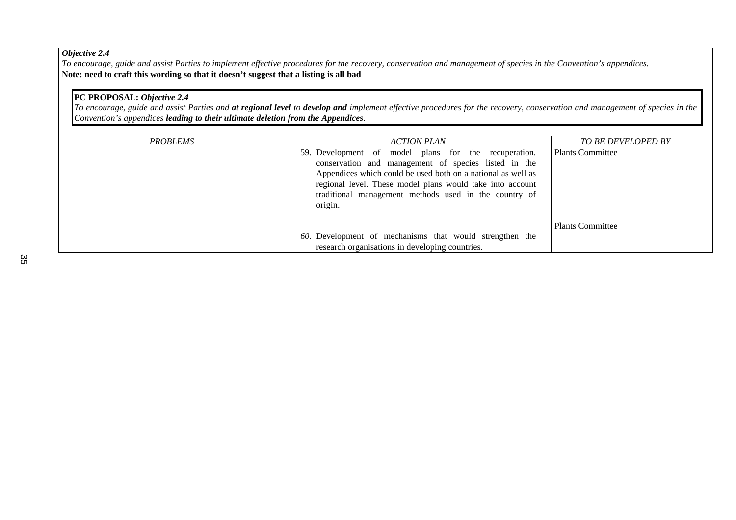***Objective 2.4***

*To encourage, guide and assist Parties to implement effective procedures for the recovery, conservation and management of species in the Convention's appendices.*

**Note: need to craft this wording so that it doesn't suggest that a listing is all bad**

**PC PROPOSAL:** ***Objective 2.4***

*To encourage, guide and assist Parties and **at regional level** to **develop and** implement effective procedures for the recovery, conservation and management of species in the Convention's appendices **leading to their ultimate deletion from the Appendices**.*

| *PROBLEMS* | *ACTION PLAN* | *TO BE DEVELOPED BY* |
|---|---|---|
| | 59. Development of model plans for the recuperation, conservation and management of species listed in the Appendices which could be used both on a national as well as regional level. These model plans would take into account traditional management methods used in the country of origin. | Plants Committee |
| | *60.* Development of mechanisms that would strengthen the research organisations in developing countries. | Plants Committee |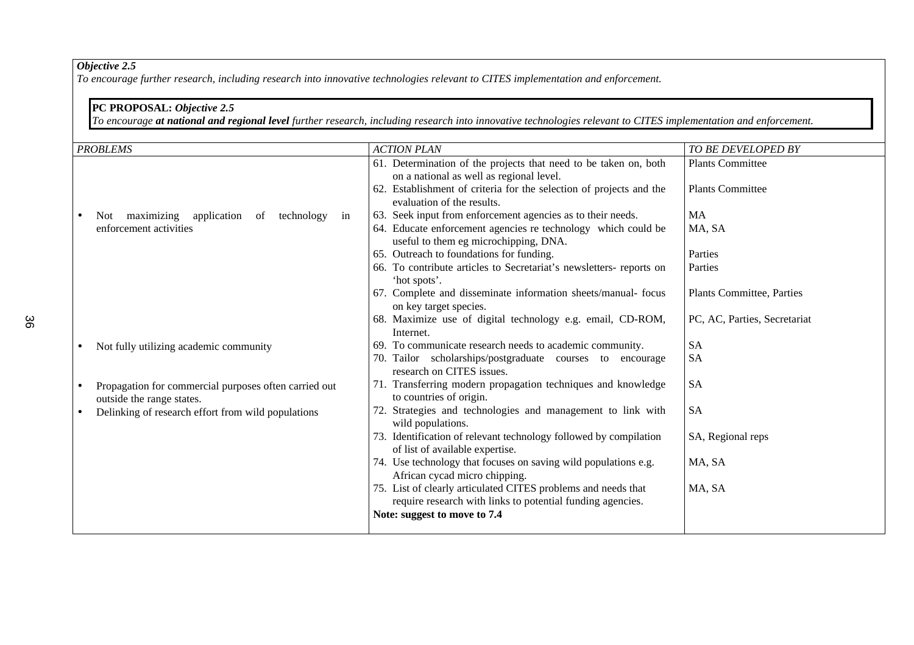***Objective 2.5***
*To encourage further research, including research into innovative technologies relevant to CITES implementation and enforcement.*

**PC PROPOSAL:** ***Objective 2.5***
*To encourage* ***at national and regional level*** *further research, including research into innovative technologies relevant to CITES implementation and enforcement.*

| *PROBLEMS* | *ACTION PLAN* | *TO BE DEVELOPED BY* |
|---|---|---|
| | 61. Determination of the projects that need to be taken on, both on a national as well as regional level. | Plants Committee |
| | 62. Establishment of criteria for the selection of projects and the evaluation of the results. | Plants Committee |
| • Not maximizing application of technology in enforcement activities | 63. Seek input from enforcement agencies as to their needs. | MA |
| | 64. Educate enforcement agencies re technology which could be useful to them eg microchipping, DNA. | MA, SA |
| | 65. Outreach to foundations for funding. | Parties |
| | 66. To contribute articles to Secretariat's newsletters- reports on 'hot spots'. | Parties |
| | 67. Complete and disseminate information sheets/manual- focus on key target species. | Plants Committee, Parties |
| | 68. Maximize use of digital technology e.g. email, CD-ROM, Internet. | PC, AC, Parties, Secretariat |
| • Not fully utilizing academic community | 69. To communicate research needs to academic community. | SA |
| | 70. Tailor scholarships/postgraduate courses to encourage research on CITES issues. | SA |
| • Propagation for commercial purposes often carried out outside the range states. | 71. Transferring modern propagation techniques and knowledge to countries of origin. | SA |
| • Delinking of research effort from wild populations | 72. Strategies and technologies and management to link with wild populations. | SA |
| | 73. Identification of relevant technology followed by compilation of list of available expertise. | SA, Regional reps |
| | 74. Use technology that focuses on saving wild populations e.g. African cycad micro chipping. | MA, SA |
| | 75. List of clearly articulated CITES problems and needs that require research with links to potential funding agencies. | MA, SA |
| | **Note: suggest to move to 7.4** | |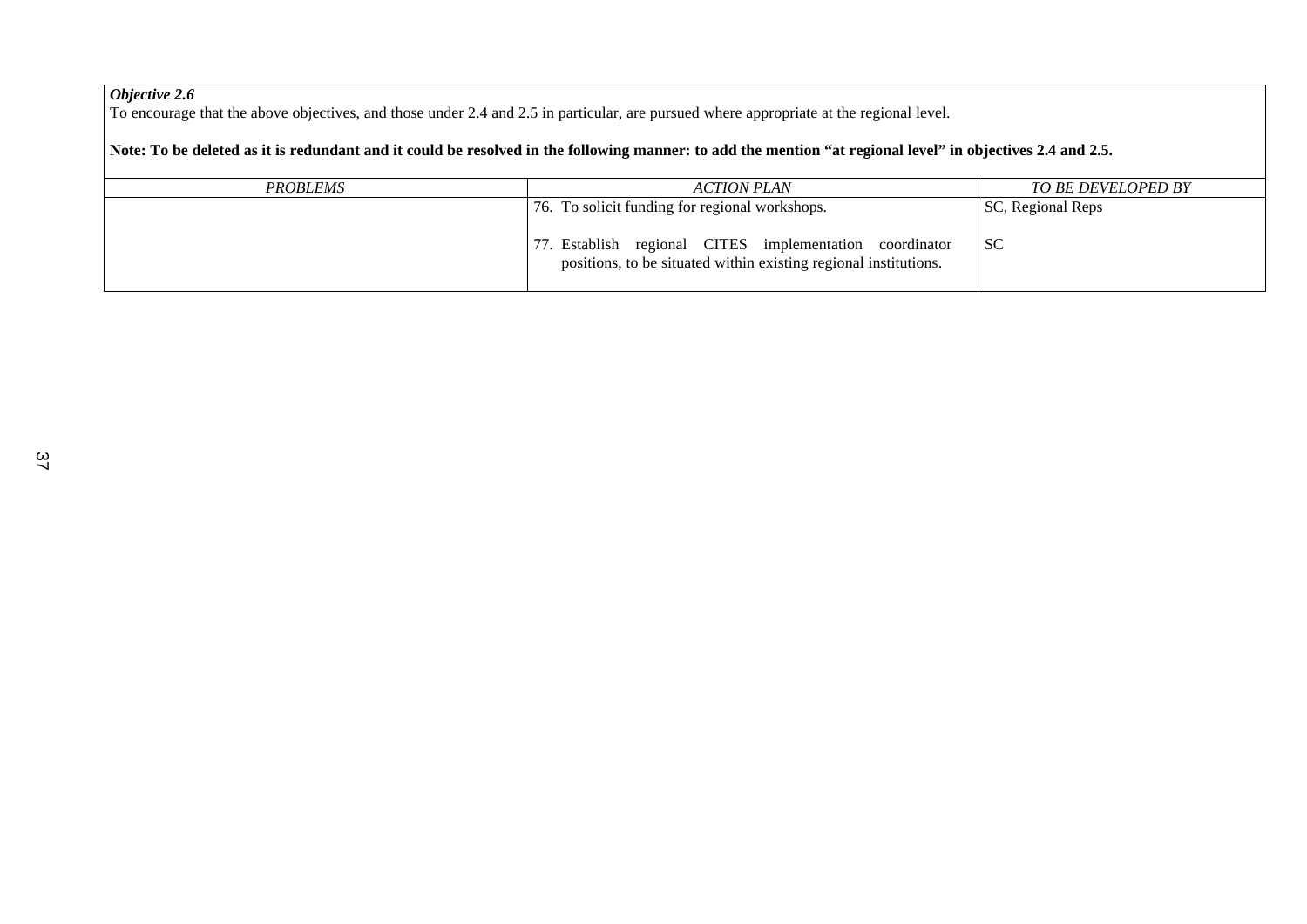***Objective 2.6***
To encourage that the above objectives, and those under 2.4 and 2.5 in particular, are pursued where appropriate at the regional level.

**Note: To be deleted as it is redundant and it could be resolved in the following manner: to add the mention "at regional level" in objectives 2.4 and 2.5.**

| *PROBLEMS* | *ACTION PLAN* | *TO BE DEVELOPED BY* |
|---|---|---|
| | 76. To solicit funding for regional workshops. | SC, Regional Reps |
| | 77. Establish regional CITES implementation coordinator positions, to be situated within existing regional institutions. | SC |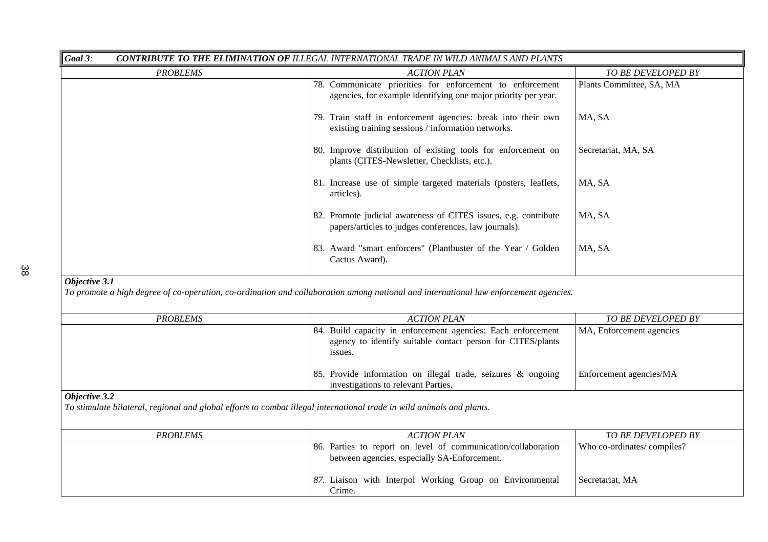**Goal 3: CONTRIBUTE TO THE ELIMINATION OF** *ILLEGAL INTERNATIONAL TRADE IN WILD ANIMALS AND PLANTS*

| *PROBLEMS* | *ACTION PLAN* | *TO BE DEVELOPED BY* |
|---|---|---|
| | 78. Communicate priorities for enforcement to enforcement agencies, for example identifying one major priority per year. | Plants Committee, SA, MA |
| | 79. Train staff in enforcement agencies: break into their own existing training sessions / information networks. | MA, SA |
| | 80. Improve distribution of existing tools for enforcement on plants (CITES-Newsletter, Checklists, etc.). | Secretariat, MA, SA |
| | 81. Increase use of simple targeted materials (posters, leaflets, articles). | MA, SA |
| | 82. Promote judicial awareness of CITES issues, e.g. contribute papers/articles to judges conferences, law journals). | MA, SA |
| | 83. Award "smart enforcers" (Plantbuster of the Year / Golden Cactus Award). | MA, SA |

**Objective 3.1**

*To promote a high degree of co-operation, co-ordination and collaboration among national and international law enforcement agencies.*

| *PROBLEMS* | *ACTION PLAN* | *TO BE DEVELOPED BY* |
|---|---|---|
| | 84. Build capacity in enforcement agencies: Each enforcement agency to identify suitable contact person for CITES/plants issues. | MA, Enforcement agencies |
| | 85. Provide information on illegal trade, seizures & ongoing investigations to relevant Parties. | Enforcement agencies/MA |

**Objective 3.2**

*To stimulate bilateral, regional and global efforts to combat illegal international trade in wild animals and plants.*

| *PROBLEMS* | *ACTION PLAN* | *TO BE DEVELOPED BY* |
|---|---|---|
| | 86. Parties to report on level of communication/collaboration between agencies, especially SA-Enforcement. | Who co-ordinates/ compiles? |
| | 87. Liaison with Interpol Working Group on Environmental Crime. | Secretariat, MA |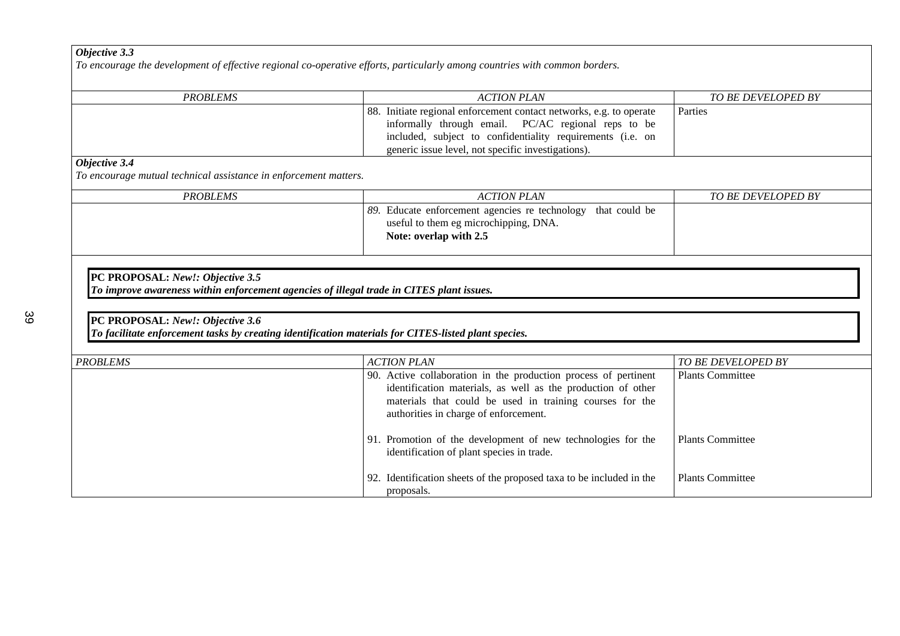***Objective 3.3***
*To encourage the development of effective regional co-operative efforts, particularly among countries with common borders.*

| *PROBLEMS* | *ACTION PLAN* | *TO BE DEVELOPED BY* |
|---|---|---|
| | 88. Initiate regional enforcement contact networks, e.g. to operate informally through email. PC/AC regional reps to be included, subject to confidentiality requirements (i.e. on generic issue level, not specific investigations). | Parties |

***Objective 3.4***
*To encourage mutual technical assistance in enforcement matters.*

| *PROBLEMS* | *ACTION PLAN* | *TO BE DEVELOPED BY* |
|---|---|---|
| | 89. Educate enforcement agencies re technology that could be useful to them eg microchipping, DNA. **Note: overlap with 2.5** | |

**PC PROPOSAL:** ***New!: Objective 3.5***
***To improve awareness within enforcement agencies of illegal trade in CITES plant issues.***

**PC PROPOSAL:** ***New!: Objective 3.6***
***To facilitate enforcement tasks by creating identification materials for CITES-listed plant species.***

| *PROBLEMS* | *ACTION PLAN* | *TO BE DEVELOPED BY* |
|---|---|---|
| | 90. Active collaboration in the production process of pertinent identification materials, as well as the production of other materials that could be used in training courses for the authorities in charge of enforcement. | Plants Committee |
| | 91. Promotion of the development of new technologies for the identification of plant species in trade. | Plants Committee |
| | 92. Identification sheets of the proposed taxa to be included in the proposals. | Plants Committee |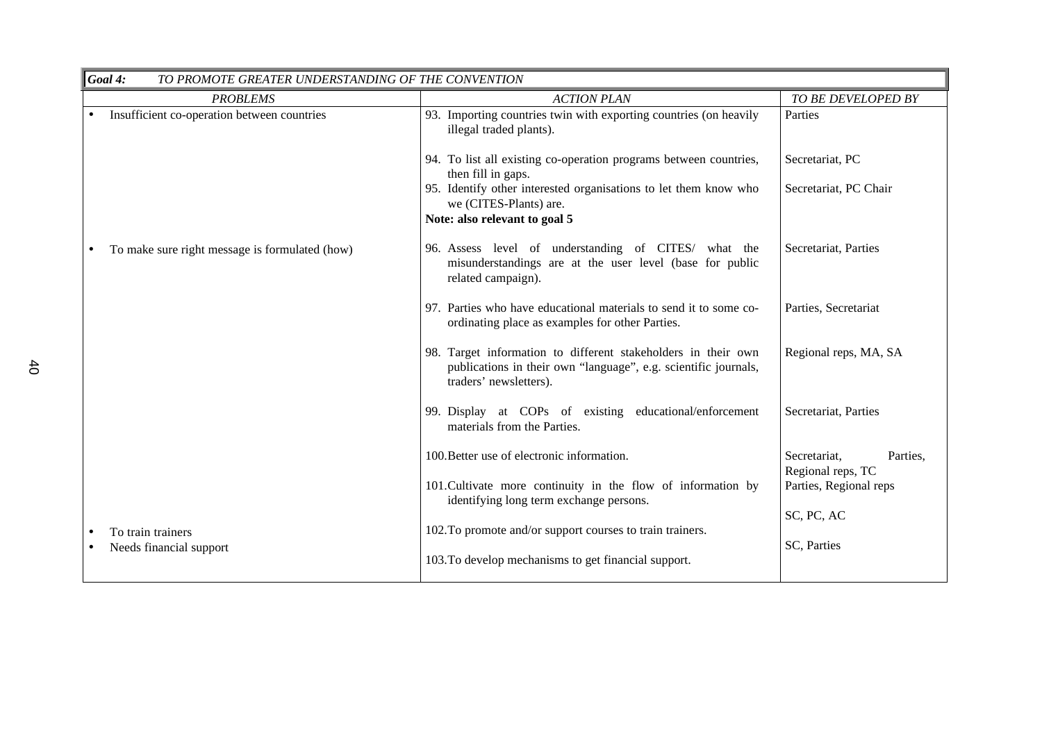| *Goal 4: TO PROMOTE GREATER UNDERSTANDING OF THE CONVENTION* | | |
|---|---|---|
| *PROBLEMS* | *ACTION PLAN* | *TO BE DEVELOPED BY* |
| • Insufficient co-operation between countries | 93. Importing countries twin with exporting countries (on heavily illegal traded plants). | Parties |
| | 94. To list all existing co-operation programs between countries, then fill in gaps. | Secretariat, PC |
| | 95. Identify other interested organisations to let them know who we (CITES-Plants) are. **Note: also relevant to goal 5** | Secretariat, PC Chair |
| • To make sure right message is formulated (how) | 96. Assess level of understanding of CITES/ what the misunderstandings are at the user level (base for public related campaign). | Secretariat, Parties |
| | 97. Parties who have educational materials to send it to some co-ordinating place as examples for other Parties. | Parties, Secretariat |
| | 98. Target information to different stakeholders in their own publications in their own "language", e.g. scientific journals, traders' newsletters). | Regional reps, MA, SA |
| | 99. Display at COPs of existing educational/enforcement materials from the Parties. | Secretariat, Parties |
| | 100. Better use of electronic information. | Secretariat, Parties, Regional reps, TC |
| | 101. Cultivate more continuity in the flow of information by identifying long term exchange persons. | Parties, Regional reps |
| • To train trainers | 102. To promote and/or support courses to train trainers. | SC, PC, AC |
| • Needs financial support | 103. To develop mechanisms to get financial support. | SC, Parties |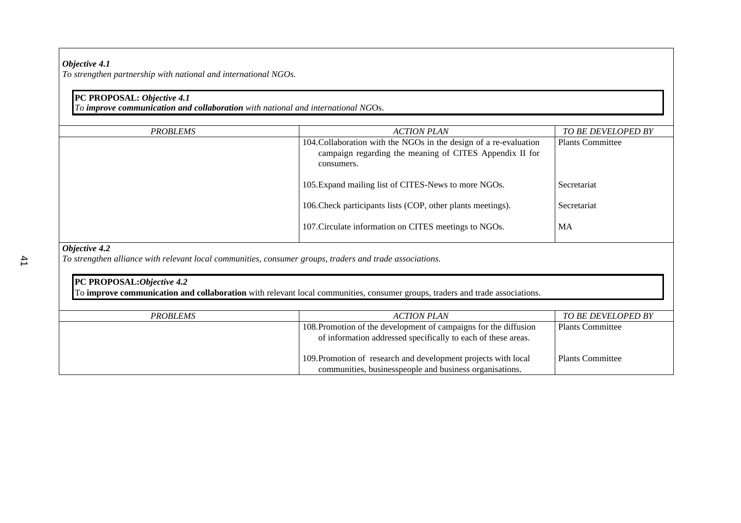***Objective 4.1***
*To strengthen partnership with national and international NGOs.*

**PC PROPOSAL:** ***Objective 4.1***
*To* ***improve communication and collaboration*** *with national and international NG*Os.

| *PROBLEMS* | *ACTION PLAN* | *TO BE DEVELOPED BY* |
|---|---|---|
| | 104.Collaboration with the NGOs in the design of a re-evaluation campaign regarding the meaning of CITES Appendix II for consumers. | Plants Committee |
| | 105.Expand mailing list of CITES-News to more NGOs. | Secretariat |
| | 106.Check participants lists (COP, other plants meetings). | Secretariat |
| | 107.Circulate information on CITES meetings to NGOs. | MA |

***Objective 4.2***
*To strengthen alliance with relevant local communities, consumer groups, traders and trade associations.*

**PC PROPOSAL:*****Objective 4.2***
To **improve communication and collaboration** with relevant local communities, consumer groups, traders and trade associations.

| *PROBLEMS* | *ACTION PLAN* | *TO BE DEVELOPED BY* |
|---|---|---|
| | 108.Promotion of the development of campaigns for the diffusion of information addressed specifically to each of these areas. | Plants Committee |
| | 109.Promotion of research and development projects with local communities, businesspeople and business organisations. | Plants Committee |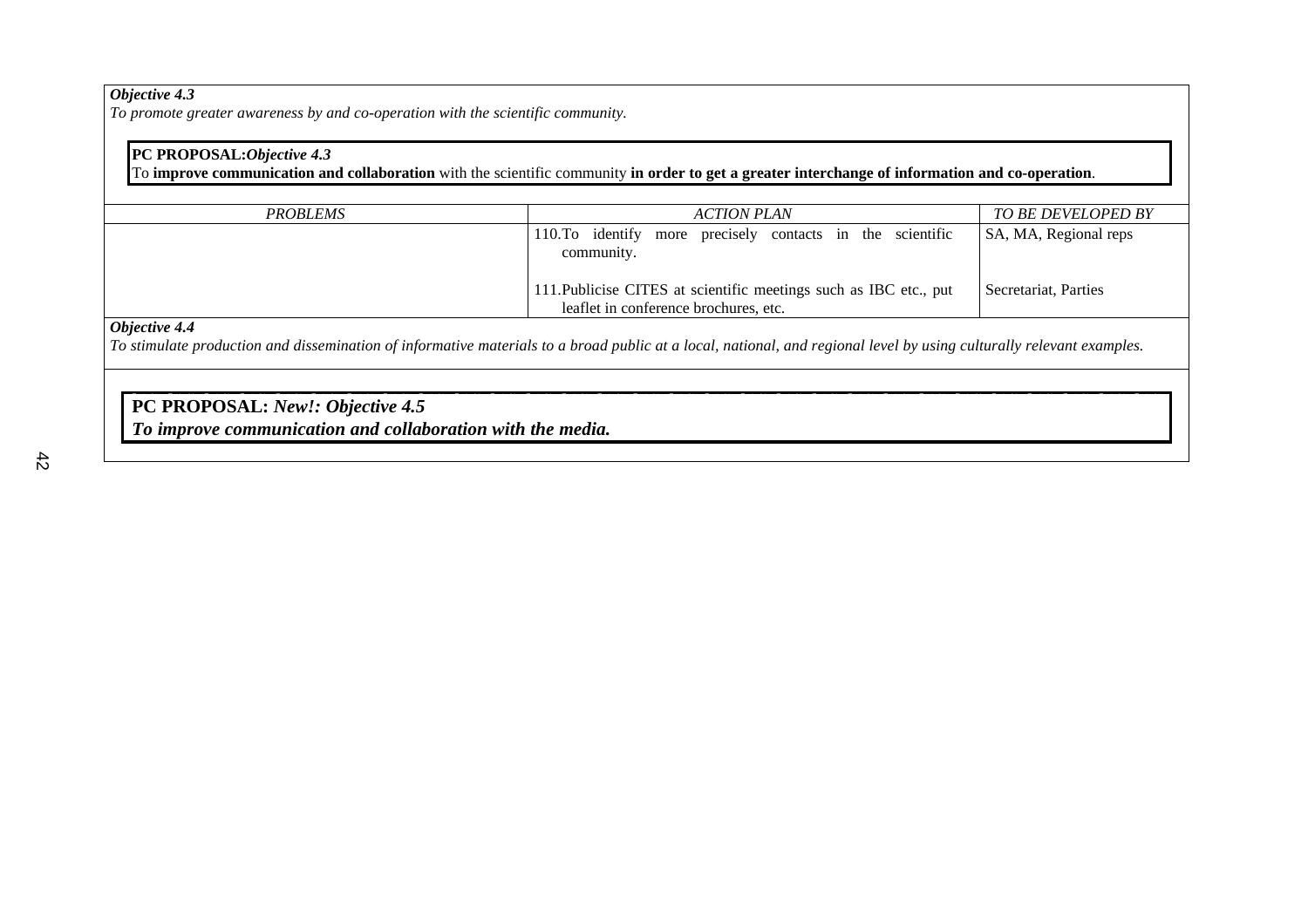***Objective 4.3***
*To promote greater awareness by and co-operation with the scientific community.*

**PC PROPOSAL:*Objective 4.3***
To **improve communication and collaboration** with the scientific community **in order to get a greater interchange of information and co-operation**.

| *PROBLEMS* | *ACTION PLAN* | *TO BE DEVELOPED BY* |
|---|---|---|
| | 110. To identify more precisely contacts in the scientific community. | SA, MA, Regional reps |
| | 111. Publicise CITES at scientific meetings such as IBC etc., put leaflet in conference brochures, etc. | Secretariat, Parties |

***Objective 4.4***
*To stimulate production and dissemination of informative materials to a broad public at a local, national, and regional level by using culturally relevant examples.*

**PC PROPOSAL:** ***New!: Objective 4.5***
***To improve communication and collaboration with the media.***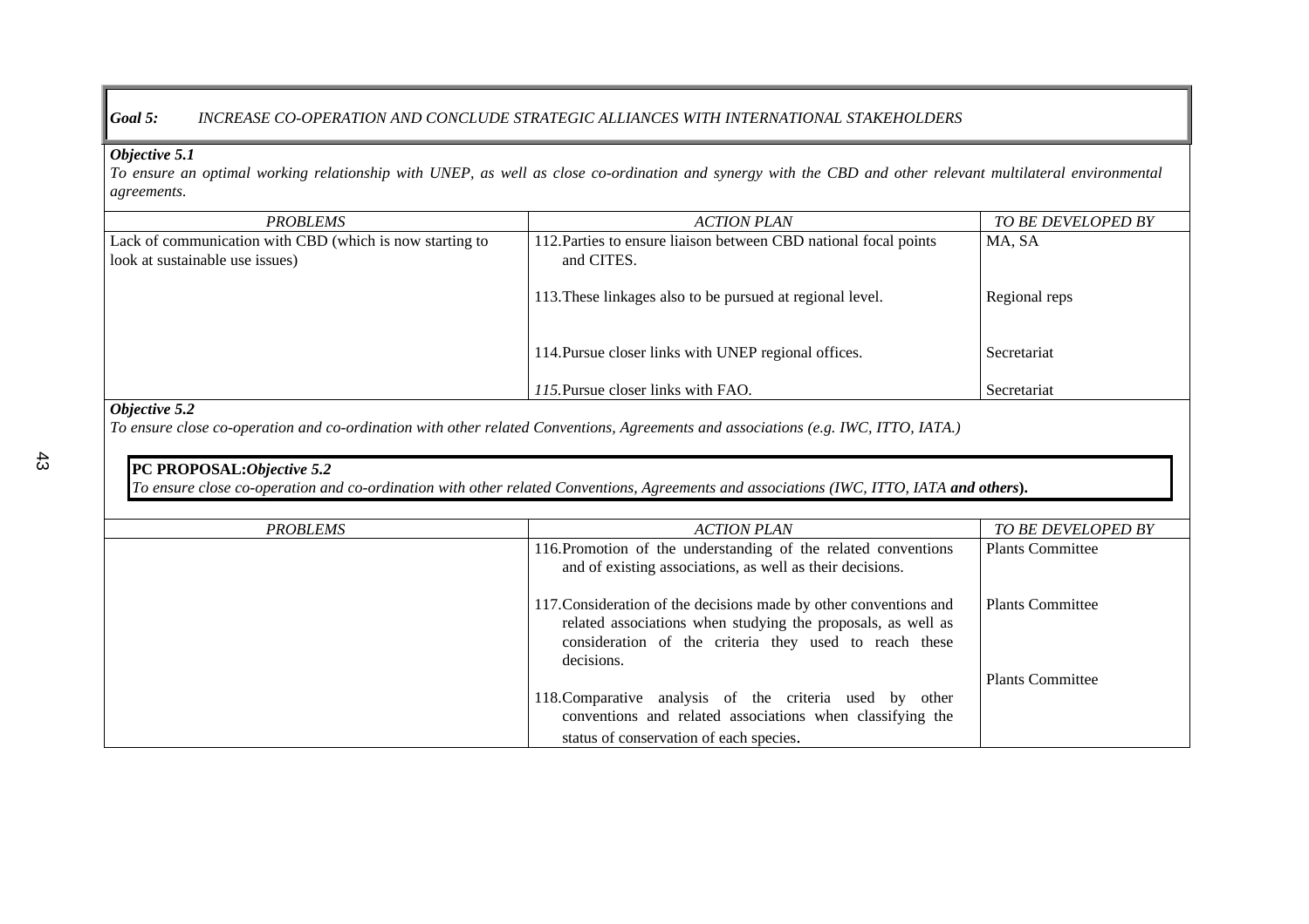**Goal 5:** *INCREASE CO-OPERATION AND CONCLUDE STRATEGIC ALLIANCES WITH INTERNATIONAL STAKEHOLDERS*

***Objective 5.1***

*To ensure an optimal working relationship with UNEP, as well as close co-ordination and synergy with the CBD and other relevant multilateral environmental agreements.*

| *PROBLEMS* | *ACTION PLAN* | *TO BE DEVELOPED BY* |
|---|---|---|
| Lack of communication with CBD (which is now starting to look at sustainable use issues) | 112. Parties to ensure liaison between CBD national focal points and CITES. | MA, SA |
| | 113. These linkages also to be pursued at regional level. | Regional reps |
| | 114. Pursue closer links with UNEP regional offices. | Secretariat |
| | *115.* Pursue closer links with FAO. | Secretariat |

***Objective 5.2***

*To ensure close co-operation and co-ordination with other related Conventions, Agreements and associations (e.g. IWC, ITTO, IATA.)*

**PC PROPOSAL:*Objective 5.2***
*To ensure close co-operation and co-ordination with other related Conventions, Agreements and associations (IWC, ITTO, IATA **and others**).*

| *PROBLEMS* | *ACTION PLAN* | *TO BE DEVELOPED BY* |
|---|---|---|
| | 116. Promotion of the understanding of the related conventions and of existing associations, as well as their decisions. | Plants Committee |
| | 117. Consideration of the decisions made by other conventions and related associations when studying the proposals, as well as consideration of the criteria they used to reach these decisions. | Plants Committee |
| | 118. Comparative analysis of the criteria used by other conventions and related associations when classifying the status of conservation of each species. | Plants Committee |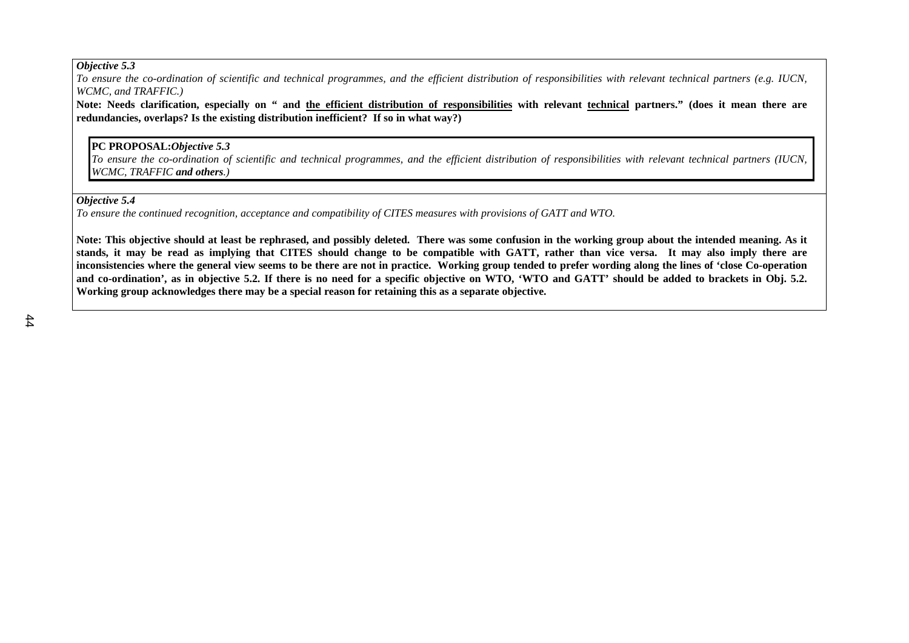***Objective 5.3***

*To ensure the co-ordination of scientific and technical programmes, and the efficient distribution of responsibilities with relevant technical partners (e.g. IUCN, WCMC, and TRAFFIC.)*

**Note: Needs clarification, especially on " and <u>the efficient distribution of responsibilities</u> with relevant <u>technical</u> partners." (does it mean there are redundancies, overlaps? Is the existing distribution inefficient? If so in what way?)**

> **PC PROPOSAL:*Objective 5.3***
>
> *To ensure the co-ordination of scientific and technical programmes, and the efficient distribution of responsibilities with relevant technical partners (IUCN, WCMC, TRAFFIC **and others**.)*

***Objective 5.4***

*To ensure the continued recognition, acceptance and compatibility of CITES measures with provisions of GATT and WTO.*

**Note: This objective should at least be rephrased, and possibly deleted. There was some confusion in the working group about the intended meaning. As it stands, it may be read as implying that CITES should change to be compatible with GATT, rather than vice versa. It may also imply there are inconsistencies where the general view seems to be there are not in practice. Working group tended to prefer wording along the lines of 'close Co-operation and co-ordination', as in objective 5.2. If there is no need for a specific objective on WTO, 'WTO and GATT' should be added to brackets in Obj. 5.2. Working group acknowledges there may be a special reason for retaining this as a separate objective.**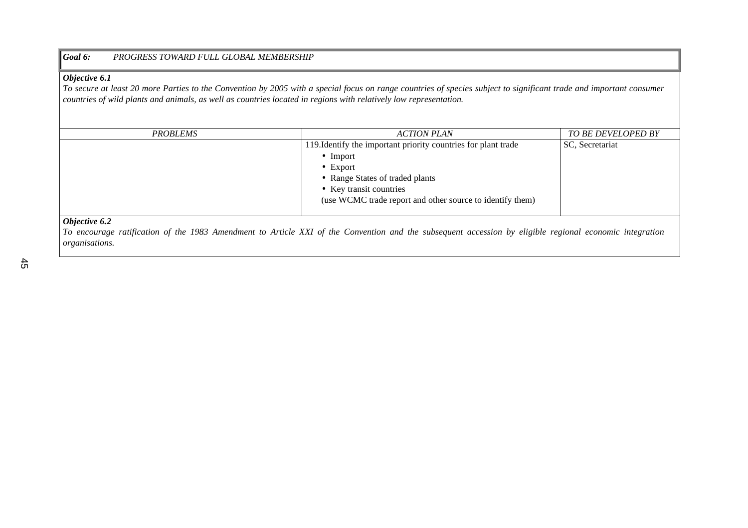**Goal 6:** *PROGRESS TOWARD FULL GLOBAL MEMBERSHIP*

***Objective 6.1***

*To secure at least 20 more Parties to the Convention by 2005 with a special focus on range countries of species subject to significant trade and important consumer countries of wild plants and animals, as well as countries located in regions with relatively low representation.*

| *PROBLEMS* | *ACTION PLAN* | *TO BE DEVELOPED BY* |
|---|---|---|
| | 119. Identify the important priority countries for plant trade<br>• Import<br>• Export<br>• Range States of traded plants<br>• Key transit countries<br>(use WCMC trade report and other source to identify them) | SC, Secretariat |

***Objective 6.2***

*To encourage ratification of the 1983 Amendment to Article XXI of the Convention and the subsequent accession by eligible regional economic integration organisations.*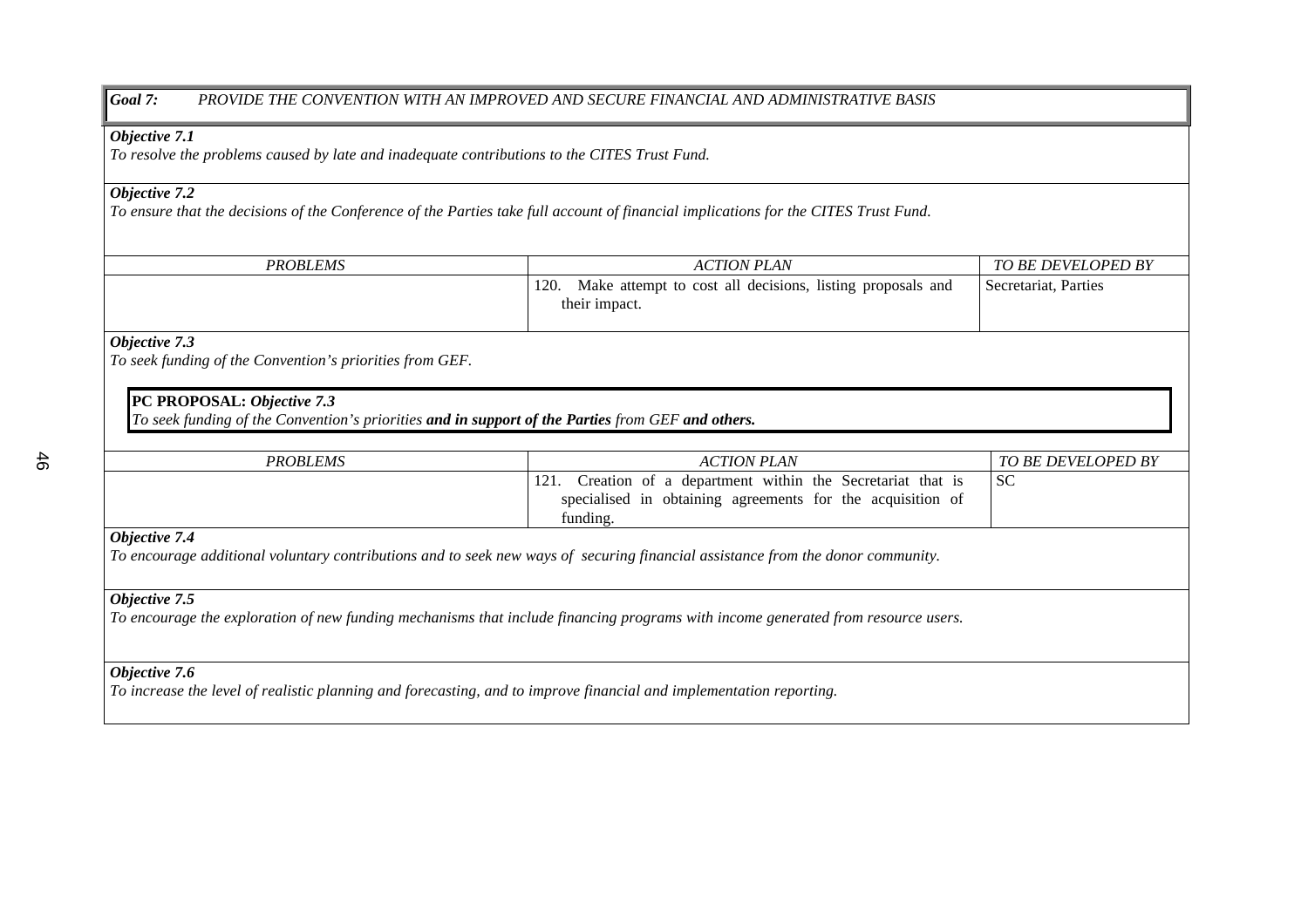***Goal 7:*** *PROVIDE THE CONVENTION WITH AN IMPROVED AND SECURE FINANCIAL AND ADMINISTRATIVE BASIS*

***Objective 7.1***
*To resolve the problems caused by late and inadequate contributions to the CITES Trust Fund.*

***Objective 7.2***
*To ensure that the decisions of the Conference of the Parties take full account of financial implications for the CITES Trust Fund.*

| *PROBLEMS* | *ACTION PLAN* | *TO BE DEVELOPED BY* |
|---|---|---|
| | 120. Make attempt to cost all decisions, listing proposals and their impact. | Secretariat, Parties |

***Objective 7.3***
*To seek funding of the Convention's priorities from GEF.*

**PC PROPOSAL:** ***Objective 7.3***
*To seek funding of the Convention's priorities* ***and in support of the Parties*** *from GEF* ***and others.***

| *PROBLEMS* | *ACTION PLAN* | *TO BE DEVELOPED BY* |
|---|---|---|
| | 121. Creation of a department within the Secretariat that is specialised in obtaining agreements for the acquisition of funding. | SC |

***Objective 7.4***
*To encourage additional voluntary contributions and to seek new ways of securing financial assistance from the donor community.*

***Objective 7.5***
*To encourage the exploration of new funding mechanisms that include financing programs with income generated from resource users.*

***Objective 7.6***
*To increase the level of realistic planning and forecasting, and to improve financial and implementation reporting.*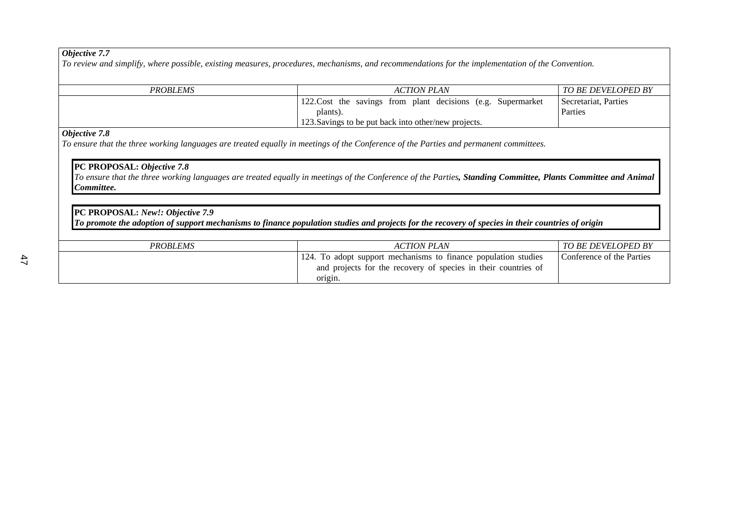***Objective 7.7***

*To review and simplify, where possible, existing measures, procedures, mechanisms, and recommendations for the implementation of the Convention.*

| *PROBLEMS* | *ACTION PLAN* | *TO BE DEVELOPED BY* |
|---|---|---|
| | 122. Cost the savings from plant decisions (e.g. Supermarket plants).<br>123. Savings to be put back into other/new projects. | Secretariat, Parties<br>Parties |

***Objective 7.8***

*To ensure that the three working languages are treated equally in meetings of the Conference of the Parties and permanent committees.*

**PC PROPOSAL:** ***Objective 7.8***

*To ensure that the three working languages are treated equally in meetings of the Conference of the Parties****, Standing Committee, Plants Committee and Animal Committee.***

**PC PROPOSAL:** ***New!: Objective 7.9***

***To promote the adoption of support mechanisms to finance population studies and projects for the recovery of species in their countries of origin***

| *PROBLEMS* | *ACTION PLAN* | *TO BE DEVELOPED BY* |
|---|---|---|
| | 124. To adopt support mechanisms to finance population studies and projects for the recovery of species in their countries of origin. | Conference of the Parties |